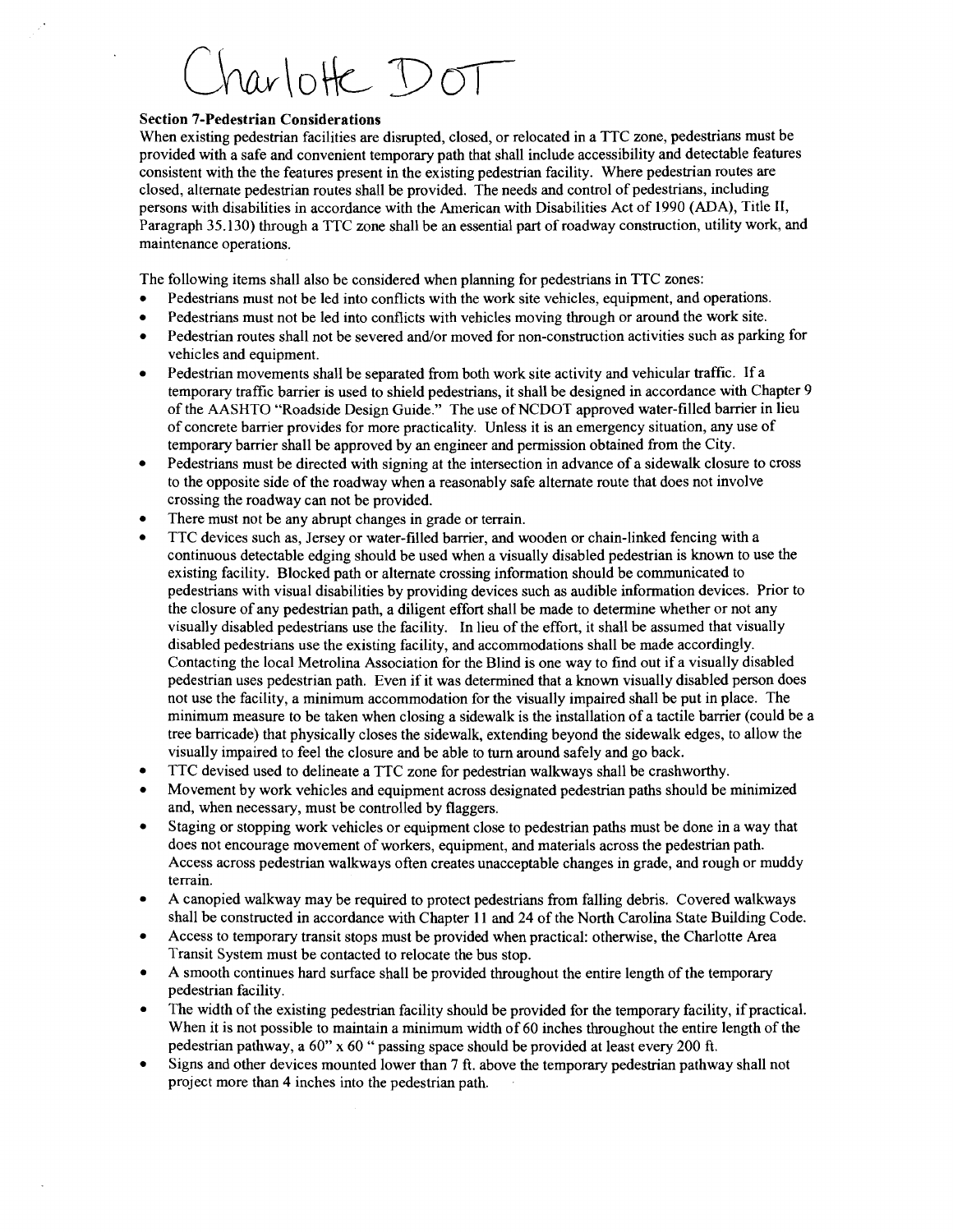Charlotte DOT

**Section 7-Pedestrian Considerations**

When existing pedestrian facilities are disrupted, closed, or relocated in a TTC zone, pedestrians must be provided with a safe and convenient temporary path that shall include accessibility and detectable features consistent with the the features present in the existing pedestrian facility. Where pedestrian routes are closed, alternate pedestrian routes shall be provided. The needs and control of pedestrians, including persons with disabilities in accordance with the American with Disabilities Act of 1990 (ADA), Title II, Paragraph 35.130) through a TTC zone shall be an essential part of roadway construction, utility work, and maintenance operations.

The following items shall also be considered when planning for pedestrians in TTC zones:

- Pedestrians must not be led into conflicts with the work site vehicles, equipment, and operations.
- Pedestrians must not be led into conflicts with vehicles moving through or around the work site.
- Pedestrian routes shall not be severed and/or moved for non-construction activities such as parking for vehicles and equipment.
- Pedestrian movements shall be separated from both work site activity and vehicular traffic. If a temporary traffic barrier is used to shield pedestrians, it shall be designed in accordance with Chapter 9 of the AASHTO "Roadside Design Guide." The use of NCDOT approved water-filled barrier in lieu of concrete barrier provides for more practicality. Unless it is an emergency situation, any use of temporary barrier shall be approved by an engineer and permission obtained from the City.
- Pedestrians must be directed with signing at the intersection in advance of a sidewalk closure to cross to the opposite side of the roadway when a reasonably safe alternate route that does not involve crossing the roadway can not be provided.
- There must not be any abrupt changes in grade or terrain.
- TTC devices such as, Jersey or water-filled barrier, and wooden or chain-linked fencing with a continuous detectable edging should be used when a visually disabled pedestrian is known to use the existing facility. Blocked path or alternate crossing information should be communicated to pedestrians with visual disabilities by providing devices such as audible information devices. Prior to the closure of any pedestrian path, a diligent effort shall be made to determine whether or not any visually disabled pedestrians use the facility. In lieu of the effort, it shall be assumed that visually disabled pedestrians use the existing facility, and accommodations shall be made accordingly. Contacting the local Metrolina Association for the Blind is one way to find out if a visually disabled pedestrian uses pedestrian path. Even if it was determined that a known visually disabled person does not use the facility, a minimum accommodation for the visually impaired shall be put in place. The minimum measure to be taken when closing a sidewalk is the installation of a tactile barrier (could be a tree barricade) that physically closes the sidewalk, extending beyond the sidewalk edges, to allow the visually impaired to feel the closure and be able to turn around safely and go back.
- TTC devised used to delineate a TTC zone for pedestrian walkways shall be crashworthy.
- Movement by work vehicles and equipment across designated pedestrian paths should be minimized and, when necessary, must be controlled by flaggers.
- Staging or stopping work vehicles or equipment close to pedestrian paths must be done in a way that does not encourage movement of workers, equipment, and materials across the pedestrian path. Access across pedestrian walkways often creates unacceptable changes in grade, and rough or muddy terrain.
- A canopied walkway may be required to protect pedestrians from falling debris. Covered walkways shall be constructed in accordance with Chapter 11 and 24 of the North Carolina State Building Code.
- Access to temporary transit stops must be provided when practical: otherwise, the Charlotte Area Transit System must be contacted to relocate the bus stop.
- A smooth continues hard surface shall be provided throughout the entire length of the temporary pedestrian facility.
- The width of the existing pedestrian facility should be provided for the temporary facility, if practical. When it is not possible to maintain a minimum width of 60 inches throughout the entire length of the pedestrian pathway, a 60" x 60 " passing space should be provided at least every 200 ft.
- Signs and other devices mounted lower than 7 ft. above the temporary pedestrian pathway shall not project more than 4 inches into the pedestrian path.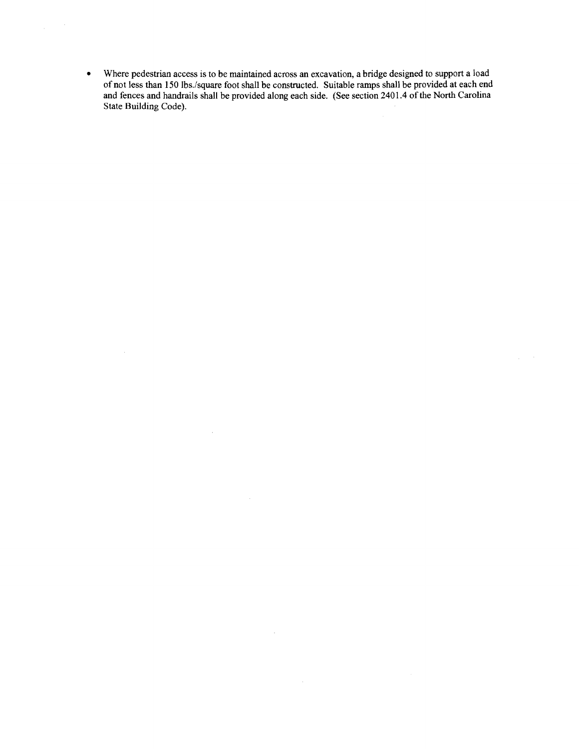- Where pedestrian access is to be maintained across an excavation, a bridge designed to support a load of not less than 150 lbs./square foot shall be constructed. Suitable ramps shall be provided at each end and fences and handrails shall be provided along each side. (See section 2401.4 of the North Carolina State Building Code).